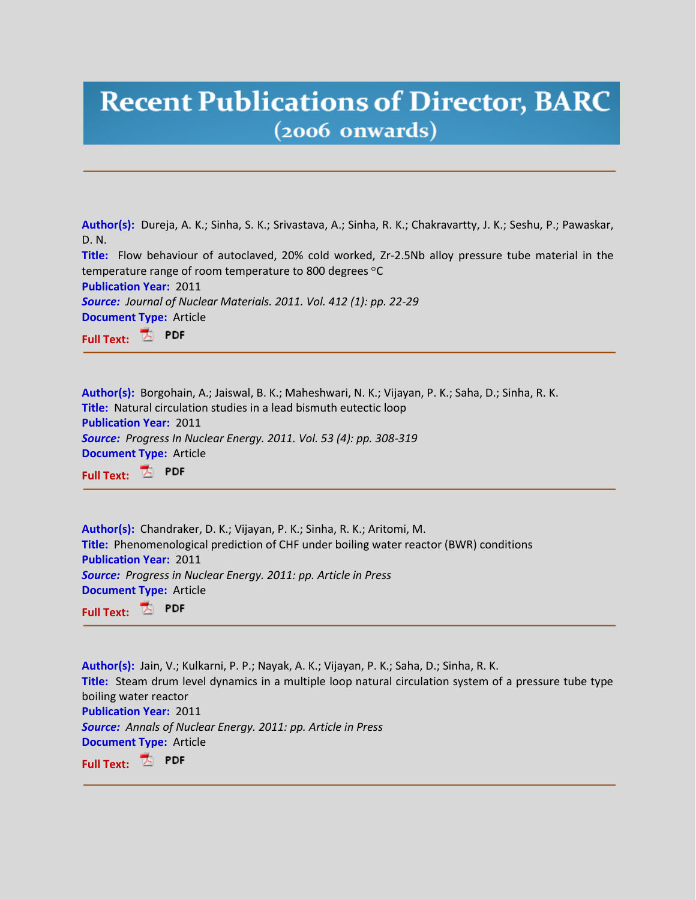# Recent Publications of Director, BARC
## (2006 onwards)

---

**Author(s):** Dureja, A. K.; Sinha, S. K.; Srivastava, A.; Sinha, R. K.; Chakravartty, J. K.; Seshu, P.; Pawaskar, D. N.
**Title:** Flow behaviour of autoclaved, 20% cold worked, Zr-2.5Nb alloy pressure tube material in the temperature range of room temperature to 800 degrees °C
**Publication Year:** 2011
***Source:*** *Journal of Nuclear Materials. 2011. Vol. 412 (1): pp. 22-29*
**Document Type:** Article
**Full Text:** PDF

---

**Author(s):** Borgohain, A.; Jaiswal, B. K.; Maheshwari, N. K.; Vijayan, P. K.; Saha, D.; Sinha, R. K.
**Title:** Natural circulation studies in a lead bismuth eutectic loop
**Publication Year:** 2011
***Source:*** *Progress In Nuclear Energy. 2011. Vol. 53 (4): pp. 308-319*
**Document Type:** Article
**Full Text:** PDF

---

**Author(s):** Chandraker, D. K.; Vijayan, P. K.; Sinha, R. K.; Aritomi, M.
**Title:** Phenomenological prediction of CHF under boiling water reactor (BWR) conditions
**Publication Year:** 2011
***Source:*** *Progress in Nuclear Energy. 2011: pp. Article in Press*
**Document Type:** Article
**Full Text:** PDF

---

**Author(s):** Jain, V.; Kulkarni, P. P.; Nayak, A. K.; Vijayan, P. K.; Saha, D.; Sinha, R. K.
**Title:** Steam drum level dynamics in a multiple loop natural circulation system of a pressure tube type boiling water reactor
**Publication Year:** 2011
***Source:*** *Annals of Nuclear Energy. 2011: pp. Article in Press*
**Document Type:** Article
**Full Text:** PDF

---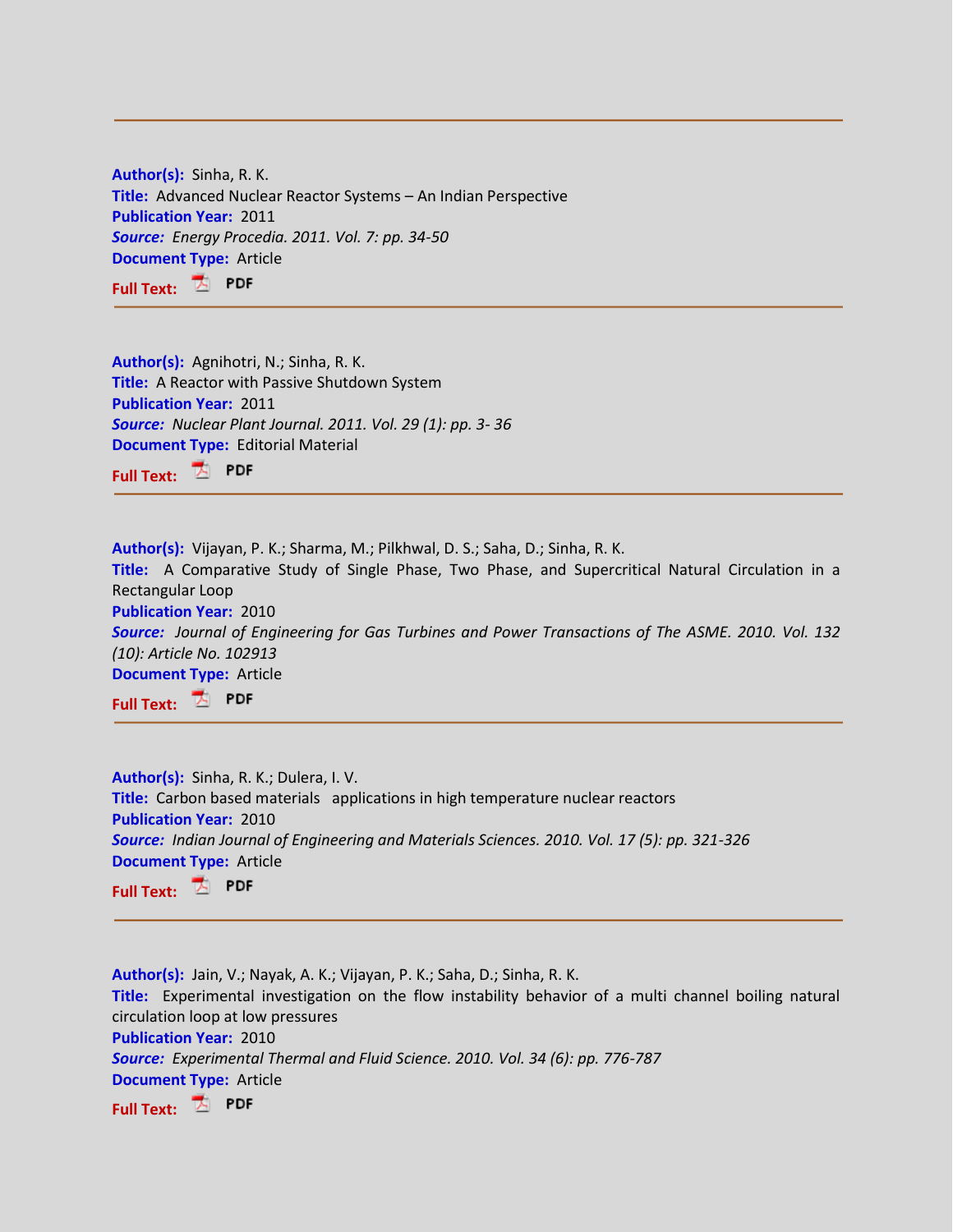---

**Author(s):** Sinha, R. K.
**Title:** Advanced Nuclear Reactor Systems – An Indian Perspective
**Publication Year:** 2011
***Source:*** *Energy Procedia. 2011. Vol. 7: pp. 34-50*
**Document Type:** Article
**Full Text:** PDF

---

**Author(s):** Agnihotri, N.; Sinha, R. K.
**Title:** A Reactor with Passive Shutdown System
**Publication Year:** 2011
***Source:*** *Nuclear Plant Journal. 2011. Vol. 29 (1): pp. 3- 36*
**Document Type:** Editorial Material
**Full Text:** PDF

---

**Author(s):** Vijayan, P. K.; Sharma, M.; Pilkhwal, D. S.; Saha, D.; Sinha, R. K.
**Title:** A Comparative Study of Single Phase, Two Phase, and Supercritical Natural Circulation in a Rectangular Loop
**Publication Year:** 2010
***Source:*** *Journal of Engineering for Gas Turbines and Power Transactions of The ASME. 2010. Vol. 132 (10): Article No. 102913*
**Document Type:** Article
**Full Text:** PDF

---

**Author(s):** Sinha, R. K.; Dulera, I. V.
**Title:** Carbon based materials applications in high temperature nuclear reactors
**Publication Year:** 2010
***Source:*** *Indian Journal of Engineering and Materials Sciences. 2010. Vol. 17 (5): pp. 321-326*
**Document Type:** Article
**Full Text:** PDF

---

**Author(s):** Jain, V.; Nayak, A. K.; Vijayan, P. K.; Saha, D.; Sinha, R. K.
**Title:** Experimental investigation on the flow instability behavior of a multi channel boiling natural circulation loop at low pressures
**Publication Year:** 2010
***Source:*** *Experimental Thermal and Fluid Science. 2010. Vol. 34 (6): pp. 776-787*
**Document Type:** Article
**Full Text:** PDF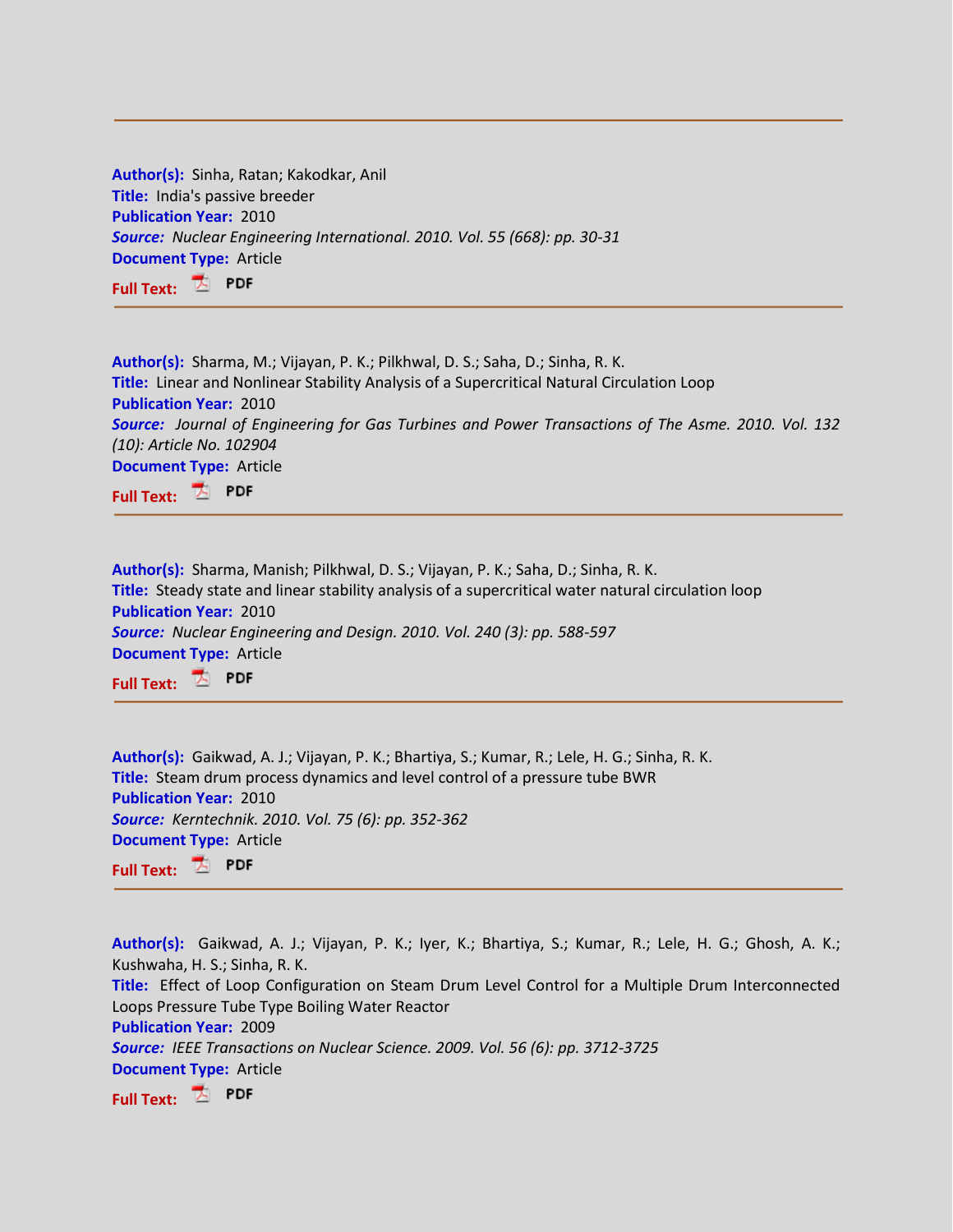---

**Author(s):** Sinha, Ratan; Kakodkar, Anil
**Title:** India's passive breeder
**Publication Year:** 2010
***Source:*** *Nuclear Engineering International. 2010. Vol. 55 (668): pp. 30-31*
**Document Type:** Article
**Full Text:** PDF

---

**Author(s):** Sharma, M.; Vijayan, P. K.; Pilkhwal, D. S.; Saha, D.; Sinha, R. K.
**Title:** Linear and Nonlinear Stability Analysis of a Supercritical Natural Circulation Loop
**Publication Year:** 2010
***Source:*** *Journal of Engineering for Gas Turbines and Power Transactions of The Asme. 2010. Vol. 132 (10): Article No. 102904*
**Document Type:** Article
**Full Text:** PDF

---

**Author(s):** Sharma, Manish; Pilkhwal, D. S.; Vijayan, P. K.; Saha, D.; Sinha, R. K.
**Title:** Steady state and linear stability analysis of a supercritical water natural circulation loop
**Publication Year:** 2010
***Source:*** *Nuclear Engineering and Design. 2010. Vol. 240 (3): pp. 588-597*
**Document Type:** Article
**Full Text:** PDF

---

**Author(s):** Gaikwad, A. J.; Vijayan, P. K.; Bhartiya, S.; Kumar, R.; Lele, H. G.; Sinha, R. K.
**Title:** Steam drum process dynamics and level control of a pressure tube BWR
**Publication Year:** 2010
***Source:*** *Kerntechnik. 2010. Vol. 75 (6): pp. 352-362*
**Document Type:** Article
**Full Text:** PDF

---

**Author(s):** Gaikwad, A. J.; Vijayan, P. K.; Iyer, K.; Bhartiya, S.; Kumar, R.; Lele, H. G.; Ghosh, A. K.; Kushwaha, H. S.; Sinha, R. K.
**Title:** Effect of Loop Configuration on Steam Drum Level Control for a Multiple Drum Interconnected Loops Pressure Tube Type Boiling Water Reactor
**Publication Year:** 2009
***Source:*** *IEEE Transactions on Nuclear Science. 2009. Vol. 56 (6): pp. 3712-3725*
**Document Type:** Article
**Full Text:** PDF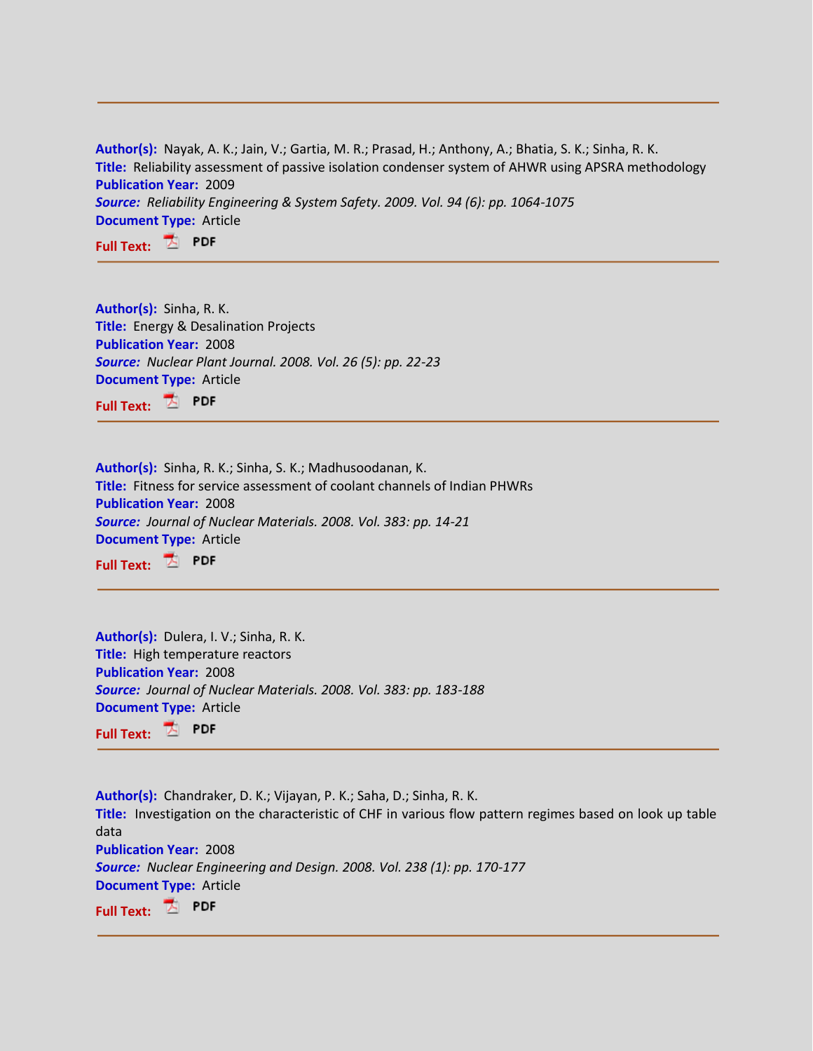---

**Author(s):** Nayak, A. K.; Jain, V.; Gartia, M. R.; Prasad, H.; Anthony, A.; Bhatia, S. K.; Sinha, R. K.
**Title:** Reliability assessment of passive isolation condenser system of AHWR using APSRA methodology
**Publication Year:** 2009
***Source:*** *Reliability Engineering & System Safety. 2009. Vol. 94 (6): pp. 1064-1075*
**Document Type:** Article
**Full Text:** PDF

---

**Author(s):** Sinha, R. K.
**Title:** Energy & Desalination Projects
**Publication Year:** 2008
***Source:*** *Nuclear Plant Journal. 2008. Vol. 26 (5): pp. 22-23*
**Document Type:** Article
**Full Text:** PDF

---

**Author(s):** Sinha, R. K.; Sinha, S. K.; Madhusoodanan, K.
**Title:** Fitness for service assessment of coolant channels of Indian PHWRs
**Publication Year:** 2008
***Source:*** *Journal of Nuclear Materials. 2008. Vol. 383: pp. 14-21*
**Document Type:** Article
**Full Text:** PDF

---

**Author(s):** Dulera, I. V.; Sinha, R. K.
**Title:** High temperature reactors
**Publication Year:** 2008
***Source:*** *Journal of Nuclear Materials. 2008. Vol. 383: pp. 183-188*
**Document Type:** Article
**Full Text:** PDF

---

**Author(s):** Chandraker, D. K.; Vijayan, P. K.; Saha, D.; Sinha, R. K.
**Title:** Investigation on the characteristic of CHF in various flow pattern regimes based on look up table data
**Publication Year:** 2008
***Source:*** *Nuclear Engineering and Design. 2008. Vol. 238 (1): pp. 170-177*
**Document Type:** Article
**Full Text:** PDF

---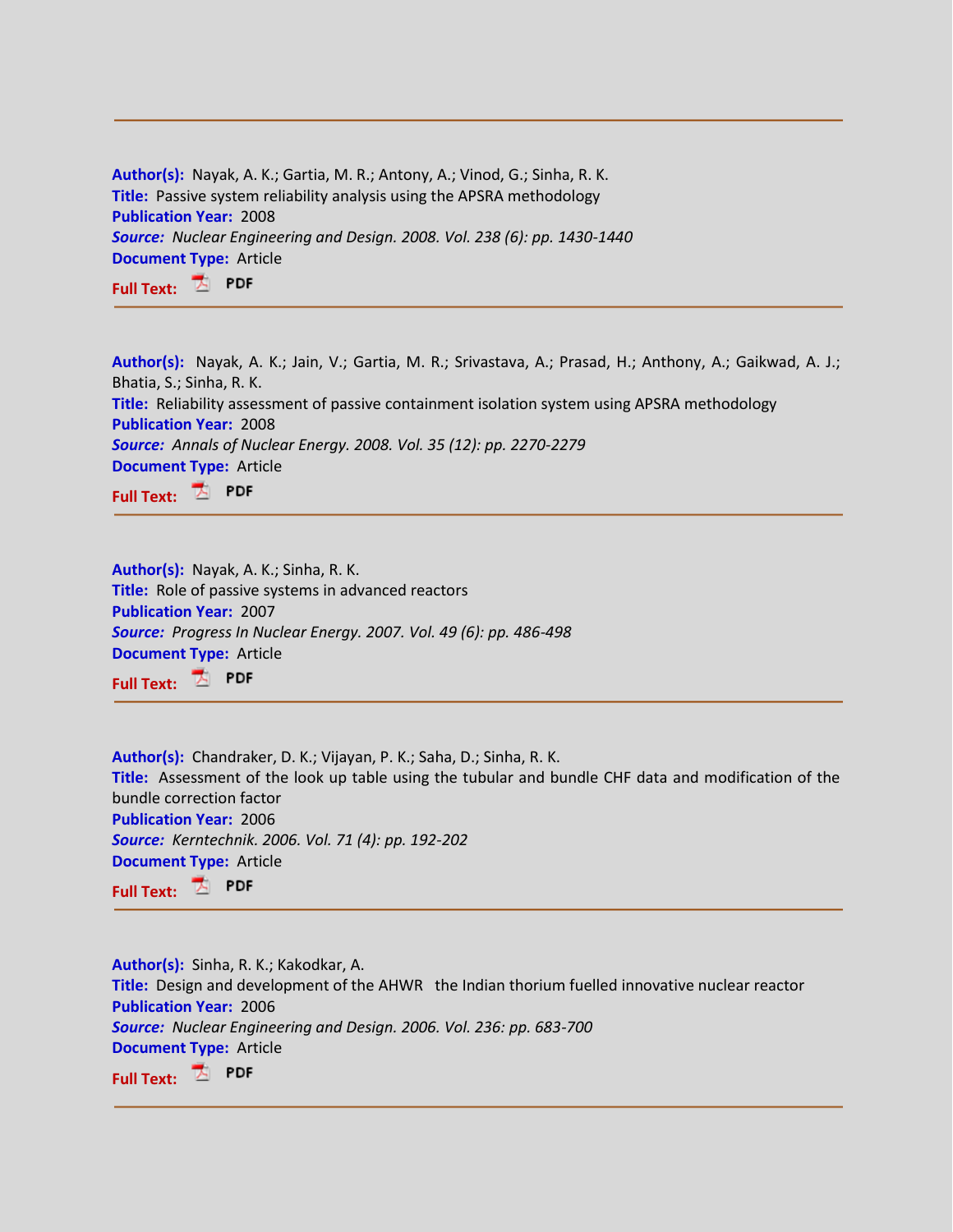---

**Author(s):** Nayak, A. K.; Gartia, M. R.; Antony, A.; Vinod, G.; Sinha, R. K.
**Title:** Passive system reliability analysis using the APSRA methodology
**Publication Year:** 2008
***Source:*** *Nuclear Engineering and Design. 2008. Vol. 238 (6): pp. 1430-1440*
**Document Type:** Article
**Full Text:** PDF

---

**Author(s):** Nayak, A. K.; Jain, V.; Gartia, M. R.; Srivastava, A.; Prasad, H.; Anthony, A.; Gaikwad, A. J.; Bhatia, S.; Sinha, R. K.
**Title:** Reliability assessment of passive containment isolation system using APSRA methodology
**Publication Year:** 2008
***Source:*** *Annals of Nuclear Energy. 2008. Vol. 35 (12): pp. 2270-2279*
**Document Type:** Article
**Full Text:** PDF

---

**Author(s):** Nayak, A. K.; Sinha, R. K.
**Title:** Role of passive systems in advanced reactors
**Publication Year:** 2007
***Source:*** *Progress In Nuclear Energy. 2007. Vol. 49 (6): pp. 486-498*
**Document Type:** Article
**Full Text:** PDF

---

**Author(s):** Chandraker, D. K.; Vijayan, P. K.; Saha, D.; Sinha, R. K.
**Title:** Assessment of the look up table using the tubular and bundle CHF data and modification of the bundle correction factor
**Publication Year:** 2006
***Source:*** *Kerntechnik. 2006. Vol. 71 (4): pp. 192-202*
**Document Type:** Article
**Full Text:** PDF

---

**Author(s):** Sinha, R. K.; Kakodkar, A.
**Title:** Design and development of the AHWR   the Indian thorium fuelled innovative nuclear reactor
**Publication Year:** 2006
***Source:*** *Nuclear Engineering and Design. 2006. Vol. 236: pp. 683-700*
**Document Type:** Article
**Full Text:** PDF

---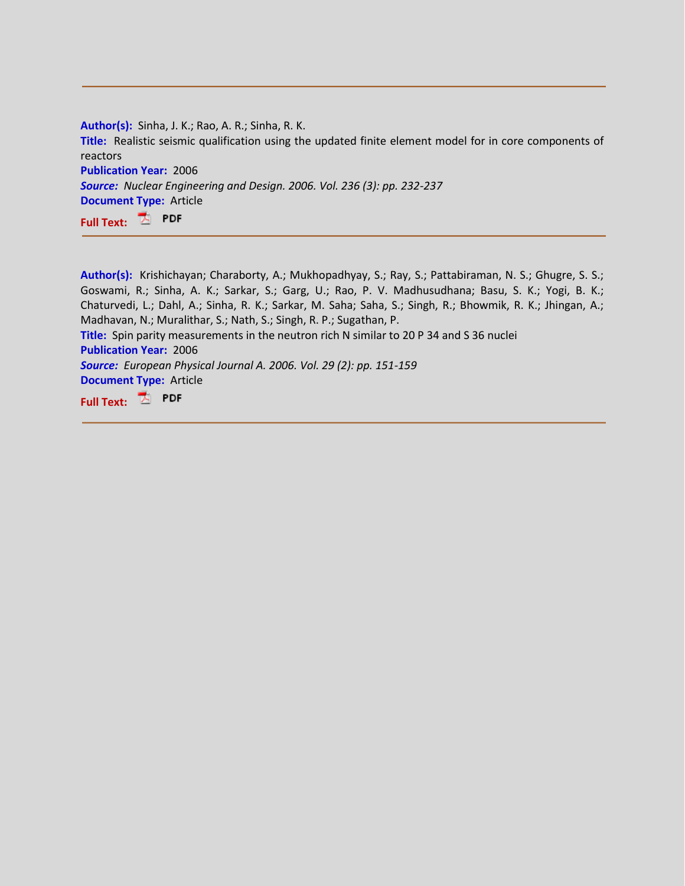---

**Author(s):** Sinha, J. K.; Rao, A. R.; Sinha, R. K.

**Title:** Realistic seismic qualification using the updated finite element model for in core components of reactors

**Publication Year:** 2006

***Source:*** *Nuclear Engineering and Design. 2006. Vol. 236 (3): pp. 232-237*

**Document Type:** Article

**Full Text:** PDF

---

**Author(s):** Krishichayan; Charaborty, A.; Mukhopadhyay, S.; Ray, S.; Pattabiraman, N. S.; Ghugre, S. S.; Goswami, R.; Sinha, A. K.; Sarkar, S.; Garg, U.; Rao, P. V. Madhusudhana; Basu, S. K.; Yogi, B. K.; Chaturvedi, L.; Dahl, A.; Sinha, R. K.; Sarkar, M. Saha; Saha, S.; Singh, R.; Bhowmik, R. K.; Jhingan, A.; Madhavan, N.; Muralithar, S.; Nath, S.; Singh, R. P.; Sugathan, P.

**Title:** Spin parity measurements in the neutron rich N similar to 20 P 34 and S 36 nuclei

**Publication Year:** 2006

***Source:*** *European Physical Journal A. 2006. Vol. 29 (2): pp. 151-159*

**Document Type:** Article

**Full Text:** PDF

---